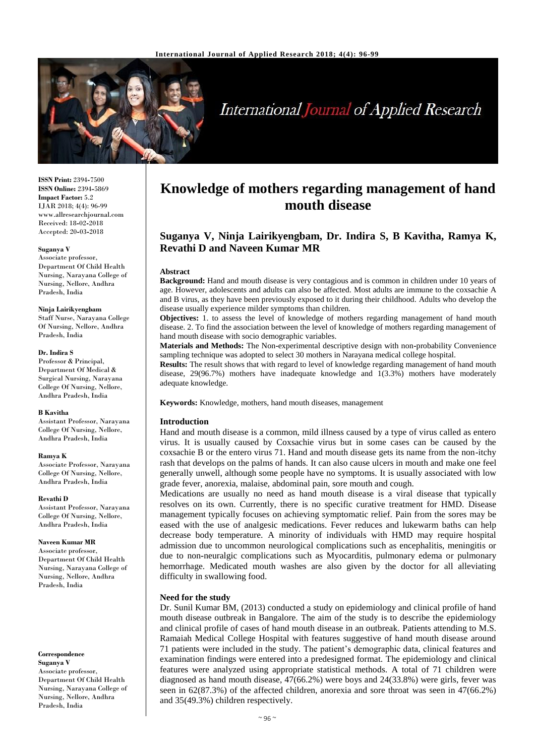# Knowledge of mothers regarding management of hand mouth disease

**Suganya V, Ninja Lairikyengbam, Dr. Indira S, B Kavitha, Ramya K, Revathi D and Naveen Kumar MR**

**ISSN Print:** 2394-7500
**ISSN Online:** 2394-5869
**Impact Factor:** 5.2
IJAR 2018; 4(4): 96-99
www.allresearchjournal.com
Received: 18-02-2018
Accepted: 20-03-2018

**Suganya V**
Associate professor, Department Of Child Health Nursing, Narayana College of Nursing, Nellore, Andhra Pradesh, India

**Ninja Lairikyengbam**
Staff Nurse, Narayana College Of Nursing, Nellore, Andhra Pradesh, India

**Dr. Indira S**
Professor & Principal, Department Of Medical & Surgical Nursing, Narayana College Of Nursing, Nellore, Andhra Pradesh, India

**B Kavitha**
Assistant Professor, Narayana College Of Nursing, Nellore, Andhra Pradesh, India

**Ramya K**
Associate Professor, Narayana College Of Nursing, Nellore, Andhra Pradesh, India

**Revathi D**
Assistant Professor, Narayana College Of Nursing, Nellore, Andhra Pradesh, India

**Naveen Kumar MR**
Associate professor, Department Of Child Health Nursing, Narayana College of Nursing, Nellore, Andhra Pradesh, India

**Correspondence**
**Suganya V**
Associate professor, Department Of Child Health Nursing, Narayana College of Nursing, Nellore, Andhra Pradesh, India

### Abstract

**Background:** Hand and mouth disease is very contagious and is common in children under 10 years of age. However, adolescents and adults can also be affected. Most adults are immune to the coxsachie A and B virus, as they have been previously exposed to it during their childhood. Adults who develop the disease usually experience milder symptoms than children.

**Objectives:** 1. to assess the level of knowledge of mothers regarding management of hand mouth disease. 2. To find the association between the level of knowledge of mothers regarding management of hand mouth disease with socio demographic variables.

**Materials and Methods:** The Non-experimental descriptive design with non-probability Convenience sampling technique was adopted to select 30 mothers in Narayana medical college hospital.

**Results:** The result shows that with regard to level of knowledge regarding management of hand mouth disease, 29(96.7%) mothers have inadequate knowledge and 1(3.3%) mothers have moderately adequate knowledge.

**Keywords:** Knowledge, mothers, hand mouth diseases, management

### Introduction

Hand and mouth disease is a common, mild illness caused by a type of virus called as entero virus. It is usually caused by Coxsachie virus but in some cases can be caused by the coxsachie B or the entero virus 71. Hand and mouth disease gets its name from the non-itchy rash that develops on the palms of hands. It can also cause ulcers in mouth and make one feel generally unwell, although some people have no symptoms. It is usually associated with low grade fever, anorexia, malaise, abdominal pain, sore mouth and cough.

Medications are usually no need as hand mouth disease is a viral disease that typically resolves on its own. Currently, there is no specific curative treatment for HMD. Disease management typically focuses on achieving symptomatic relief. Pain from the sores may be eased with the use of analgesic medications. Fever reduces and lukewarm baths can help decrease body temperature. A minority of individuals with HMD may require hospital admission due to uncommon neurological complications such as encephalitis, meningitis or due to non-neuralgic complications such as Myocarditis, pulmonary edema or pulmonary hemorrhage. Medicated mouth washes are also given by the doctor for all alleviating difficulty in swallowing food.

### Need for the study

Dr. Sunil Kumar BM, (2013) conducted a study on epidemiology and clinical profile of hand mouth disease outbreak in Bangalore. The aim of the study is to describe the epidemiology and clinical profile of cases of hand mouth disease in an outbreak. Patients attending to M.S. Ramaiah Medical College Hospital with features suggestive of hand mouth disease around 71 patients were included in the study. The patient's demographic data, clinical features and examination findings were entered into a predesigned format. The epidemiology and clinical features were analyzed using appropriate statistical methods. A total of 71 children were diagnosed as hand mouth disease, 47(66.2%) were boys and 24(33.8%) were girls, fever was seen in 62(87.3%) of the affected children, anorexia and sore throat was seen in 47(66.2%) and 35(49.3%) children respectively.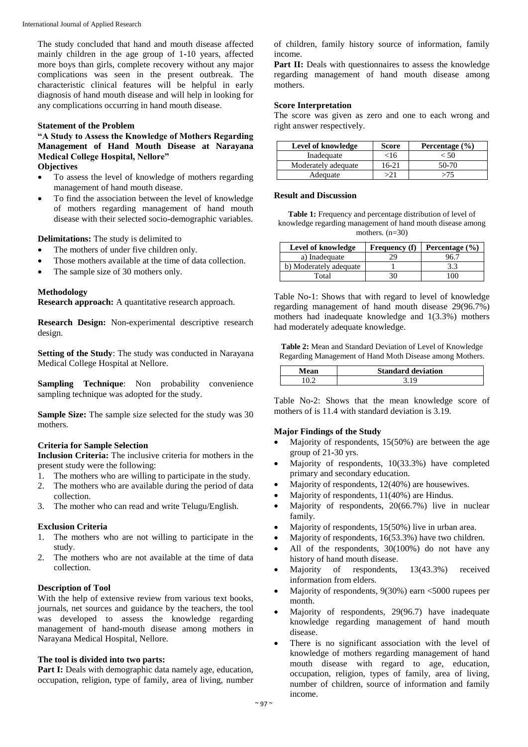The study concluded that hand and mouth disease affected mainly children in the age group of 1-10 years, affected more boys than girls, complete recovery without any major complications was seen in the present outbreak. The characteristic clinical features will be helpful in early diagnosis of hand mouth disease and will help in looking for any complications occurring in hand mouth disease.

### Statement of the Problem

**"A Study to Assess the Knowledge of Mothers Regarding Management of Hand Mouth Disease at Narayana Medical College Hospital, Nellore"**

### Objectives

- To assess the level of knowledge of mothers regarding management of hand mouth disease.
- To find the association between the level of knowledge of mothers regarding management of hand mouth disease with their selected socio-demographic variables.

**Delimitations:** The study is delimited to

- The mothers of under five children only.
- Those mothers available at the time of data collection.
- The sample size of 30 mothers only.

### Methodology

**Research approach:** A quantitative research approach.

**Research Design:** Non-experimental descriptive research design.

**Setting of the Study**: The study was conducted in Narayana Medical College Hospital at Nellore.

**Sampling Technique**: Non probability convenience sampling technique was adopted for the study.

**Sample Size:** The sample size selected for the study was 30 mothers.

### Criteria for Sample Selection

**Inclusion Criteria:** The inclusive criteria for mothers in the present study were the following:

1. The mothers who are willing to participate in the study.
2. The mothers who are available during the period of data collection.
3. The mother who can read and write Telugu/English.

### Exclusion Criteria

1. The mothers who are not willing to participate in the study.
2. The mothers who are not available at the time of data collection.

### Description of Tool

With the help of extensive review from various text books, journals, net sources and guidance by the teachers, the tool was developed to assess the knowledge regarding management of hand-mouth disease among mothers in Narayana Medical Hospital, Nellore.

### The tool is divided into two parts:

**Part I:** Deals with demographic data namely age, education, occupation, religion, type of family, area of living, number of children, family history source of information, family income.

**Part II:** Deals with questionnaires to assess the knowledge regarding management of hand mouth disease among mothers.

### Score Interpretation

The score was given as zero and one to each wrong and right answer respectively.

| Level of knowledge | Score | Percentage (%) |
|---|---|---|
| Inadequate | <16 | < 50 |
| Moderately adequate | 16-21 | 50-70 |
| Adequate | >21 | >75 |

### Result and Discussion

**Table 1:** Frequency and percentage distribution of level of knowledge regarding management of hand mouth disease among mothers. (n=30)

| Level of knowledge | Frequency (f) | Percentage (%) |
|---|---|---|
| a) Inadequate | 29 | 96.7 |
| b) Moderately adequate | 1 | 3.3 |
| Total | 30 | 100 |

Table No-1: Shows that with regard to level of knowledge regarding management of hand mouth disease 29(96.7%) mothers had inadequate knowledge and 1(3.3%) mothers had moderately adequate knowledge.

**Table 2:** Mean and Standard Deviation of Level of Knowledge Regarding Management of Hand Moth Disease among Mothers.

| Mean | Standard deviation |
|---|---|
| 10.2 | 3.19 |

Table No-2: Shows that the mean knowledge score of mothers of is 11.4 with standard deviation is 3.19.

### Major Findings of the Study

- Majority of respondents, 15(50%) are between the age group of 21-30 yrs.
- Majority of respondents, 10(33.3%) have completed primary and secondary education.
- Majority of respondents, 12(40%) are housewives.
- Majority of respondents, 11(40%) are Hindus.
- Majority of respondents, 20(66.7%) live in nuclear family.
- Majority of respondents, 15(50%) live in urban area.
- Majority of respondents, 16(53.3%) have two children.
- All of the respondents, 30(100%) do not have any history of hand mouth disease.
- Majority of respondents, 13(43.3%) received information from elders.
- Majority of respondents, 9(30%) earn <5000 rupees per month.
- Majority of respondents, 29(96.7) have inadequate knowledge regarding management of hand mouth disease.
- There is no significant association with the level of knowledge of mothers regarding management of hand mouth disease with regard to age, education, occupation, religion, types of family, area of living, number of children, source of information and family income.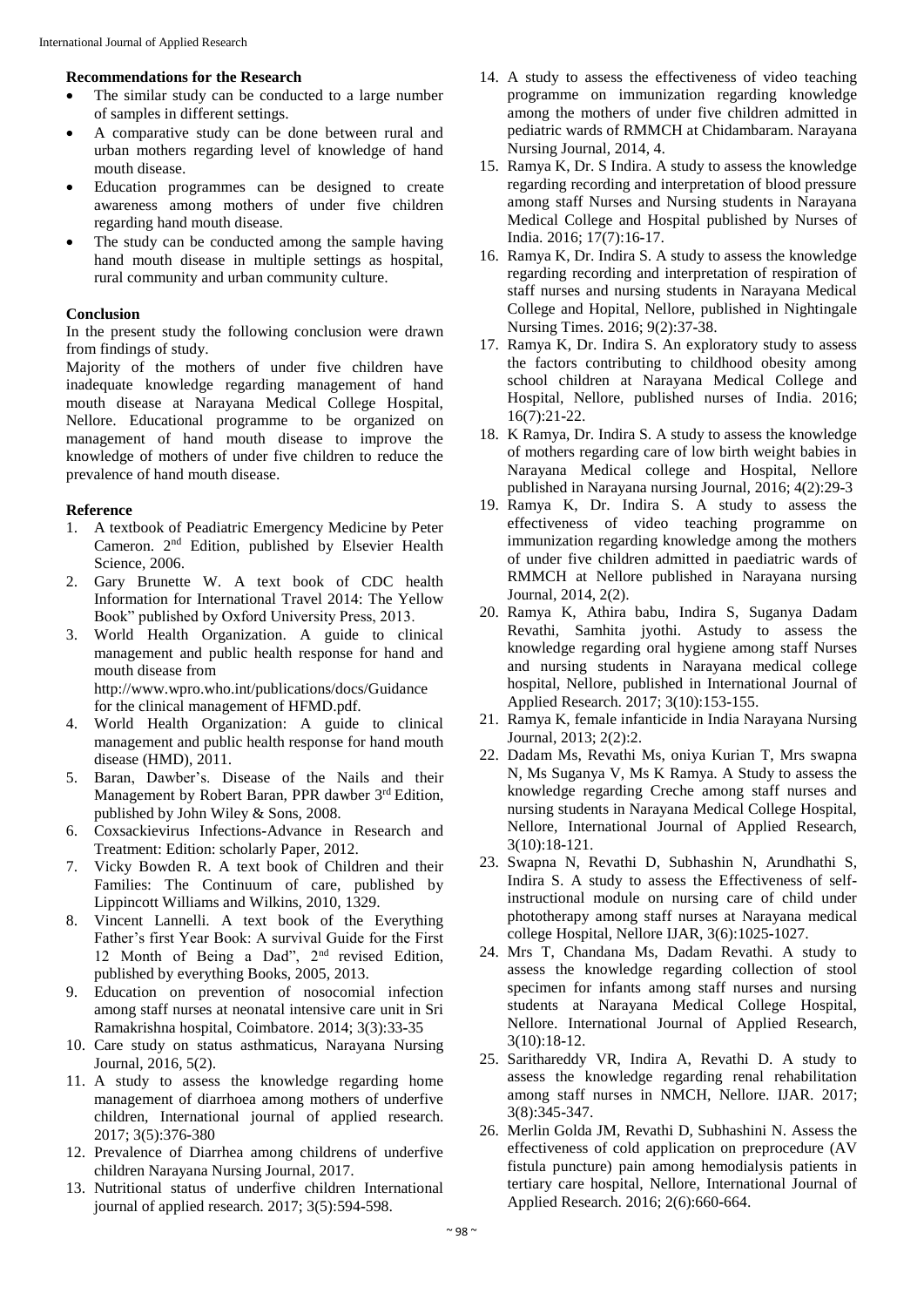**Recommendations for the Research**

- The similar study can be conducted to a large number of samples in different settings.
- A comparative study can be done between rural and urban mothers regarding level of knowledge of hand mouth disease.
- Education programmes can be designed to create awareness among mothers of under five children regarding hand mouth disease.
- The study can be conducted among the sample having hand mouth disease in multiple settings as hospital, rural community and urban community culture.

**Conclusion**

In the present study the following conclusion were drawn from findings of study.

Majority of the mothers of under five children have inadequate knowledge regarding management of hand mouth disease at Narayana Medical College Hospital, Nellore. Educational programme to be organized on management of hand mouth disease to improve the knowledge of mothers of under five children to reduce the prevalence of hand mouth disease.

**Reference**

1. A textbook of Peadiatric Emergency Medicine by Peter Cameron. 2nd Edition, published by Elsevier Health Science, 2006.
2. Gary Brunette W. A text book of CDC health Information for International Travel 2014: The Yellow Book" published by Oxford University Press, 2013.
3. World Health Organization. A guide to clinical management and public health response for hand and mouth disease from http://www.wpro.who.int/publications/docs/Guidance for the clinical management of HFMD.pdf.
4. World Health Organization: A guide to clinical management and public health response for hand mouth disease (HMD), 2011.
5. Baran, Dawber's. Disease of the Nails and their Management by Robert Baran, PPR dawber 3rd Edition, published by John Wiley & Sons, 2008.
6. Coxsackievirus Infections-Advance in Research and Treatment: Edition: scholarly Paper, 2012.
7. Vicky Bowden R. A text book of Children and their Families: The Continuum of care, published by Lippincott Williams and Wilkins, 2010, 1329.
8. Vincent Lannelli. A text book of the Everything Father's first Year Book: A survival Guide for the First 12 Month of Being a Dad", 2nd revised Edition, published by everything Books, 2005, 2013.
9. Education on prevention of nosocomial infection among staff nurses at neonatal intensive care unit in Sri Ramakrishna hospital, Coimbatore. 2014; 3(3):33-35
10. Care study on status asthmaticus, Narayana Nursing Journal, 2016, 5(2).
11. A study to assess the knowledge regarding home management of diarrhoea among mothers of underfive children, International journal of applied research. 2017; 3(5):376-380
12. Prevalence of Diarrhea among childrens of underfive children Narayana Nursing Journal, 2017.
13. Nutritional status of underfive children International journal of applied research. 2017; 3(5):594-598.
14. A study to assess the effectiveness of video teaching programme on immunization regarding knowledge among the mothers of under five children admitted in pediatric wards of RMMCH at Chidambaram. Narayana Nursing Journal, 2014, 4.
15. Ramya K, Dr. S Indira. A study to assess the knowledge regarding recording and interpretation of blood pressure among staff Nurses and Nursing students in Narayana Medical College and Hospital published by Nurses of India. 2016; 17(7):16-17.
16. Ramya K, Dr. Indira S. A study to assess the knowledge regarding recording and interpretation of respiration of staff nurses and nursing students in Narayana Medical College and Hopital, Nellore, published in Nightingale Nursing Times. 2016; 9(2):37-38.
17. Ramya K, Dr. Indira S. An exploratory study to assess the factors contributing to childhood obesity among school children at Narayana Medical College and Hospital, Nellore, published nurses of India. 2016; 16(7):21-22.
18. K Ramya, Dr. Indira S. A study to assess the knowledge of mothers regarding care of low birth weight babies in Narayana Medical college and Hospital, Nellore published in Narayana nursing Journal, 2016; 4(2):29-3
19. Ramya K, Dr. Indira S. A study to assess the effectiveness of video teaching programme on immunization regarding knowledge among the mothers of under five children admitted in paediatric wards of RMMCH at Nellore published in Narayana nursing Journal, 2014, 2(2).
20. Ramya K, Athira babu, Indira S, Suganya Dadam Revathi, Samhita jyothi. Astudy to assess the knowledge regarding oral hygiene among staff Nurses and nursing students in Narayana medical college hospital, Nellore, published in International Journal of Applied Research. 2017; 3(10):153-155.
21. Ramya K, female infanticide in India Narayana Nursing Journal, 2013; 2(2):2.
22. Dadam Ms, Revathi Ms, oniya Kurian T, Mrs swapna N, Ms Suganya V, Ms K Ramya. A Study to assess the knowledge regarding Creche among staff nurses and nursing students in Narayana Medical College Hospital, Nellore, International Journal of Applied Research, 3(10):18-121.
23. Swapna N, Revathi D, Subhashin N, Arundhathi S, Indira S. A study to assess the Effectiveness of self-instructional module on nursing care of child under phototherapy among staff nurses at Narayana medical college Hospital, Nellore IJAR, 3(6):1025-1027.
24. Mrs T, Chandana Ms, Dadam Revathi. A study to assess the knowledge regarding collection of stool specimen for infants among staff nurses and nursing students at Narayana Medical College Hospital, Nellore. International Journal of Applied Research, 3(10):18-12.
25. Sarithareddy VR, Indira A, Revathi D. A study to assess the knowledge regarding renal rehabilitation among staff nurses in NMCH, Nellore. IJAR. 2017; 3(8):345-347.
26. Merlin Golda JM, Revathi D, Subhashini N. Assess the effectiveness of cold application on preprocedure (AV fistula puncture) pain among hemodialysis patients in tertiary care hospital, Nellore, International Journal of Applied Research. 2016; 2(6):660-664.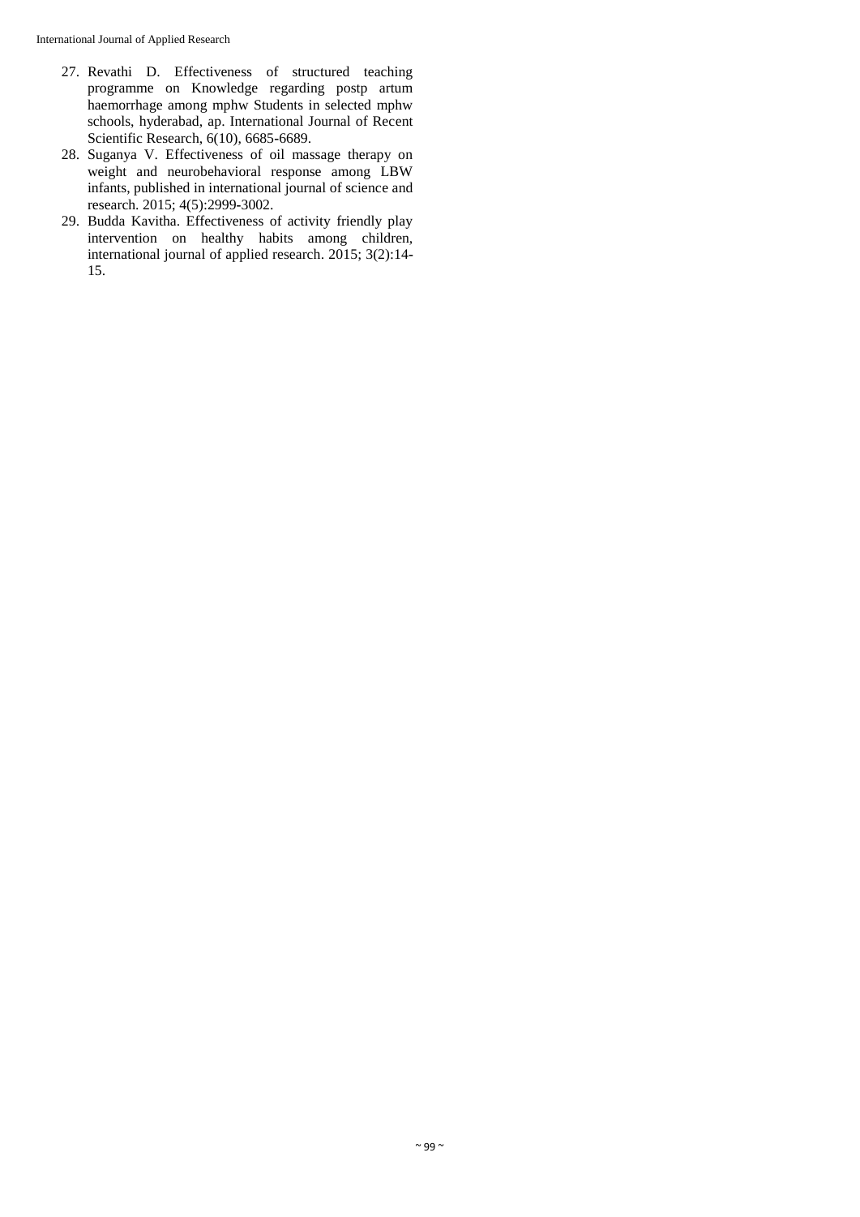27. Revathi D. Effectiveness of structured teaching programme on Knowledge regarding postp artum haemorrhage among mphw Students in selected mphw schools, hyderabad, ap. International Journal of Recent Scientific Research, 6(10), 6685-6689.
28. Suganya V. Effectiveness of oil massage therapy on weight and neurobehavioral response among LBW infants, published in international journal of science and research. 2015; 4(5):2999-3002.
29. Budda Kavitha. Effectiveness of activity friendly play intervention on healthy habits among children, international journal of applied research. 2015; 3(2):14-15.